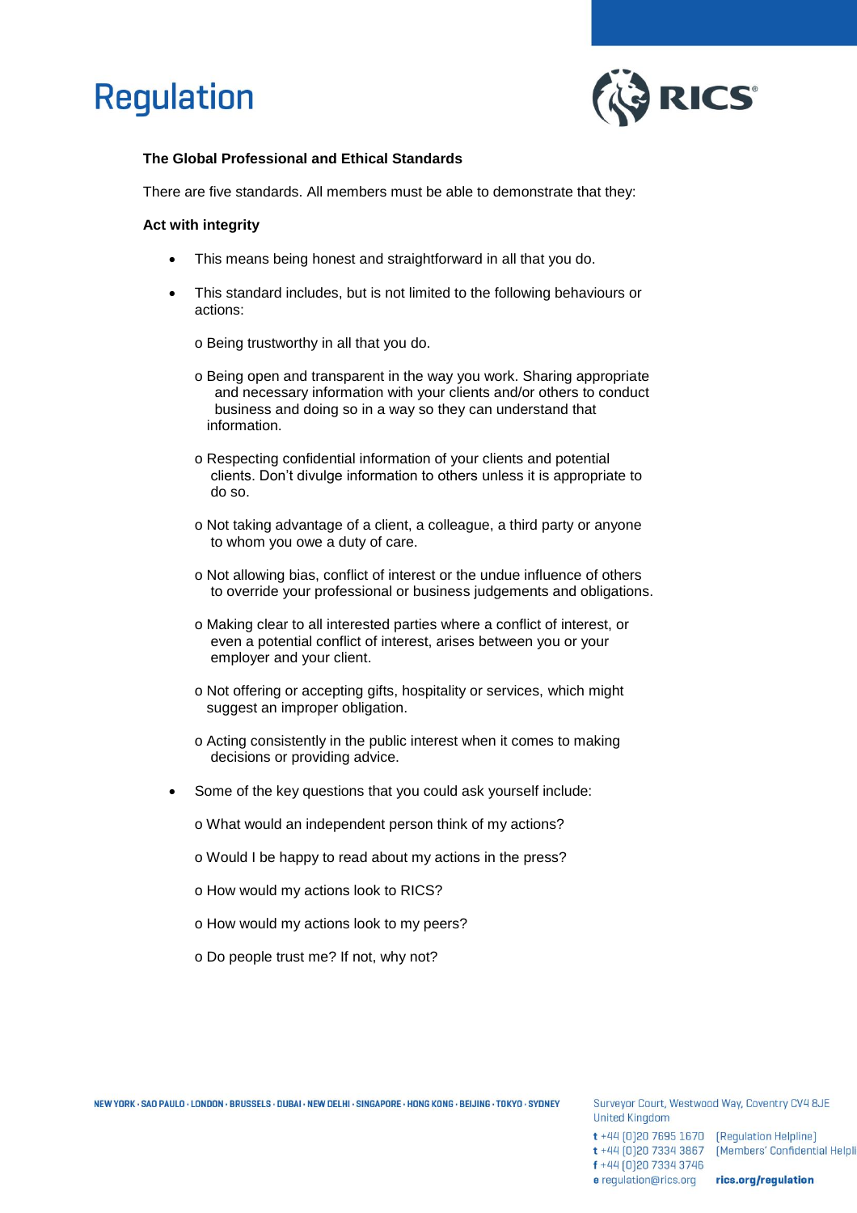# Regulation

**The Global Professional and Ethical Standards**

There are five standards. All members must be able to demonstrate that they:

**Act with integrity**

- This means being honest and straightforward in all that you do.
- This standard includes, but is not limited to the following behaviours or actions:
  - Being trustworthy in all that you do.
  - Being open and transparent in the way you work. Sharing appropriate and necessary information with your clients and/or others to conduct business and doing so in a way so they can understand that information.
  - Respecting confidential information of your clients and potential clients. Don't divulge information to others unless it is appropriate to do so.
  - Not taking advantage of a client, a colleague, a third party or anyone to whom you owe a duty of care.
  - Not allowing bias, conflict of interest or the undue influence of others to override your professional or business judgements and obligations.
  - Making clear to all interested parties where a conflict of interest, or even a potential conflict of interest, arises between you or your employer and your client.
  - Not offering or accepting gifts, hospitality or services, which might suggest an improper obligation.
  - Acting consistently in the public interest when it comes to making decisions or providing advice.
- Some of the key questions that you could ask yourself include:
  - What would an independent person think of my actions?
  - Would I be happy to read about my actions in the press?
  - How would my actions look to RICS?
  - How would my actions look to my peers?
  - Do people trust me? If not, why not?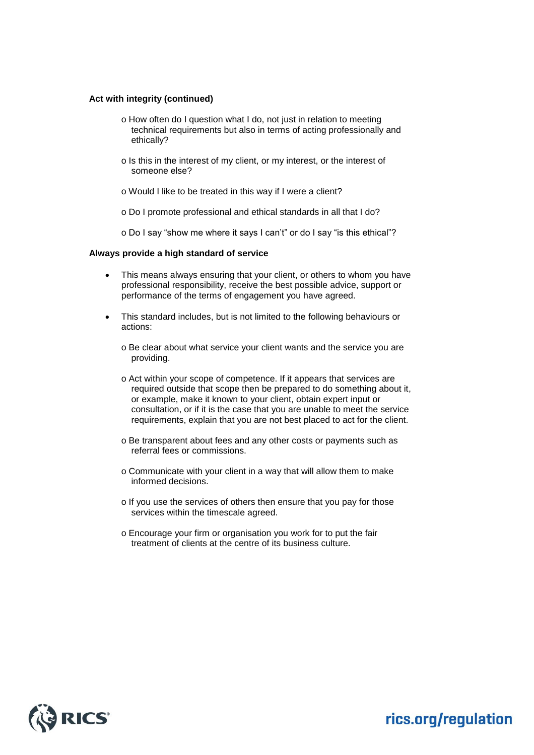**Act with integrity (continued)**

- How often do I question what I do, not just in relation to meeting technical requirements but also in terms of acting professionally and ethically?
- Is this in the interest of my client, or my interest, or the interest of someone else?
- Would I like to be treated in this way if I were a client?
- Do I promote professional and ethical standards in all that I do?
- Do I say "show me where it says I can't" or do I say "is this ethical"?

**Always provide a high standard of service**

- This means always ensuring that your client, or others to whom you have professional responsibility, receive the best possible advice, support or performance of the terms of engagement you have agreed.
- This standard includes, but is not limited to the following behaviours or actions:
  - Be clear about what service your client wants and the service you are providing.
  - Act within your scope of competence. If it appears that services are required outside that scope then be prepared to do something about it, or example, make it known to your client, obtain expert input or consultation, or if it is the case that you are unable to meet the service requirements, explain that you are not best placed to act for the client.
  - Be transparent about fees and any other costs or payments such as referral fees or commissions.
  - Communicate with your client in a way that will allow them to make informed decisions.
  - If you use the services of others then ensure that you pay for those services within the timescale agreed.
  - Encourage your firm or organisation you work for to put the fair treatment of clients at the centre of its business culture.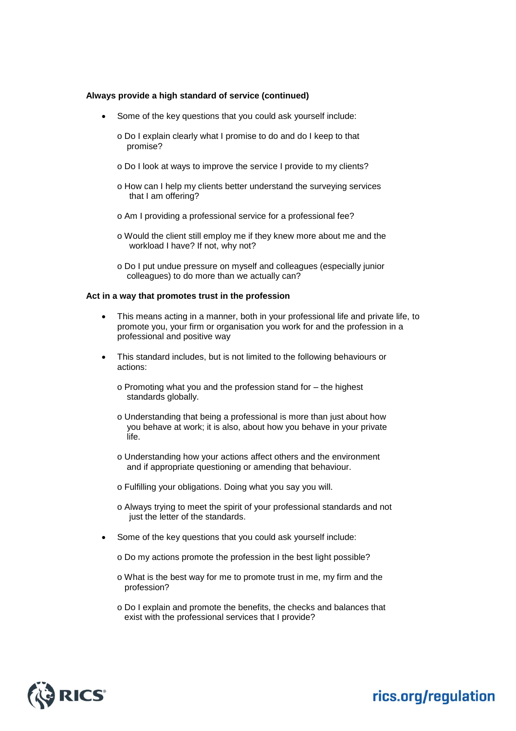**Always provide a high standard of service (continued)**

- Some of the key questions that you could ask yourself include:
  - Do I explain clearly what I promise to do and do I keep to that promise?
  - Do I look at ways to improve the service I provide to my clients?
  - How can I help my clients better understand the surveying services that I am offering?
  - Am I providing a professional service for a professional fee?
  - Would the client still employ me if they knew more about me and the workload I have? If not, why not?
  - Do I put undue pressure on myself and colleagues (especially junior colleagues) to do more than we actually can?

**Act in a way that promotes trust in the profession**

- This means acting in a manner, both in your professional life and private life, to promote you, your firm or organisation you work for and the profession in a professional and positive way
- This standard includes, but is not limited to the following behaviours or actions:
  - Promoting what you and the profession stand for – the highest standards globally.
  - Understanding that being a professional is more than just about how you behave at work; it is also, about how you behave in your private life.
  - Understanding how your actions affect others and the environment and if appropriate questioning or amending that behaviour.
  - Fulfilling your obligations. Doing what you say you will.
  - Always trying to meet the spirit of your professional standards and not just the letter of the standards.
- Some of the key questions that you could ask yourself include:
  - Do my actions promote the profession in the best light possible?
  - What is the best way for me to promote trust in me, my firm and the profession?
  - Do I explain and promote the benefits, the checks and balances that exist with the professional services that I provide?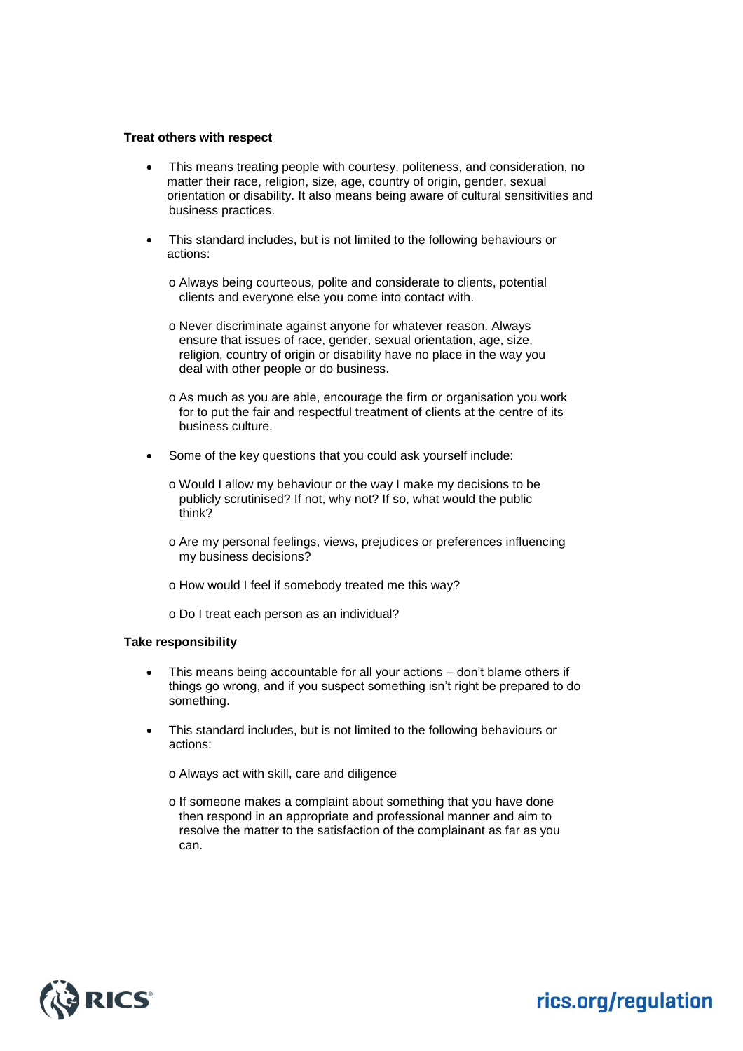**Treat others with respect**

- This means treating people with courtesy, politeness, and consideration, no matter their race, religion, size, age, country of origin, gender, sexual orientation or disability. It also means being aware of cultural sensitivities and business practices.
- This standard includes, but is not limited to the following behaviours or actions:
  - Always being courteous, polite and considerate to clients, potential clients and everyone else you come into contact with.
  - Never discriminate against anyone for whatever reason. Always ensure that issues of race, gender, sexual orientation, age, size, religion, country of origin or disability have no place in the way you deal with other people or do business.
  - As much as you are able, encourage the firm or organisation you work for to put the fair and respectful treatment of clients at the centre of its business culture.
- Some of the key questions that you could ask yourself include:
  - Would I allow my behaviour or the way I make my decisions to be publicly scrutinised? If not, why not? If so, what would the public think?
  - Are my personal feelings, views, prejudices or preferences influencing my business decisions?
  - How would I feel if somebody treated me this way?
  - Do I treat each person as an individual?

**Take responsibility**

- This means being accountable for all your actions – don't blame others if things go wrong, and if you suspect something isn't right be prepared to do something.
- This standard includes, but is not limited to the following behaviours or actions:
  - Always act with skill, care and diligence
  - If someone makes a complaint about something that you have done then respond in an appropriate and professional manner and aim to resolve the matter to the satisfaction of the complainant as far as you can.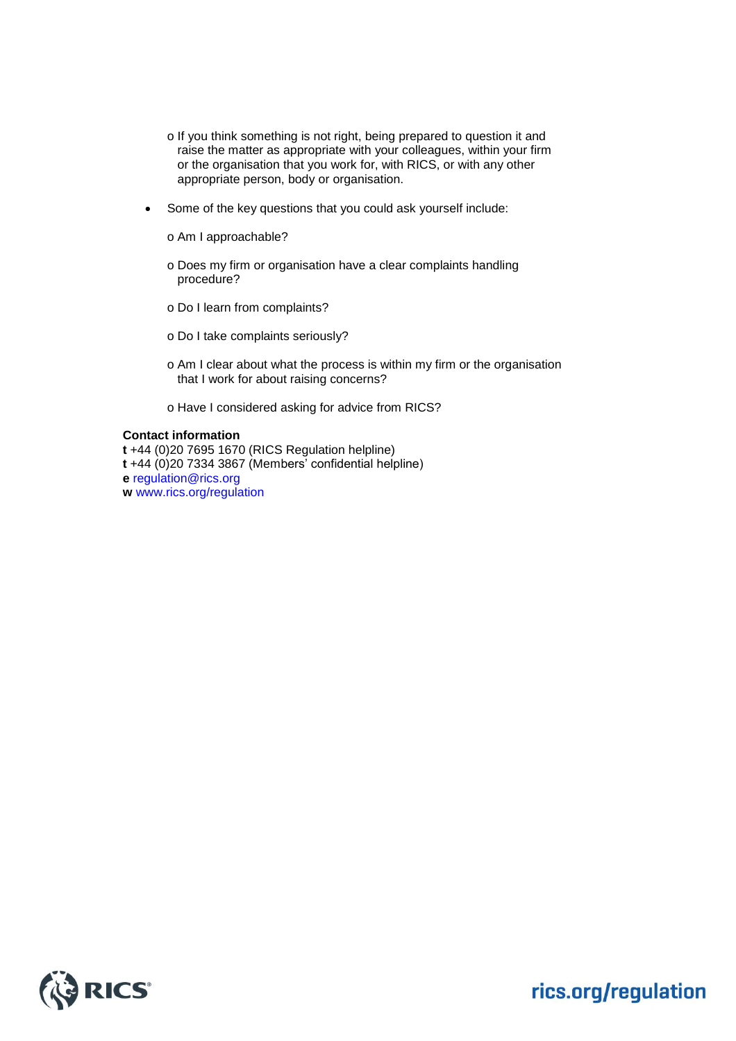- If you think something is not right, being prepared to question it and raise the matter as appropriate with your colleagues, within your firm or the organisation that you work for, with RICS, or with any other appropriate person, body or organisation.

- Some of the key questions that you could ask yourself include:

  - Am I approachable?
  - Does my firm or organisation have a clear complaints handling procedure?
  - Do I learn from complaints?
  - Do I take complaints seriously?
  - Am I clear about what the process is within my firm or the organisation that I work for about raising concerns?
  - Have I considered asking for advice from RICS?

**Contact information**
**t** +44 (0)20 7695 1670 (RICS Regulation helpline)
**t** +44 (0)20 7334 3867 (Members' confidential helpline)
**e** regulation@rics.org
**w** www.rics.org/regulation